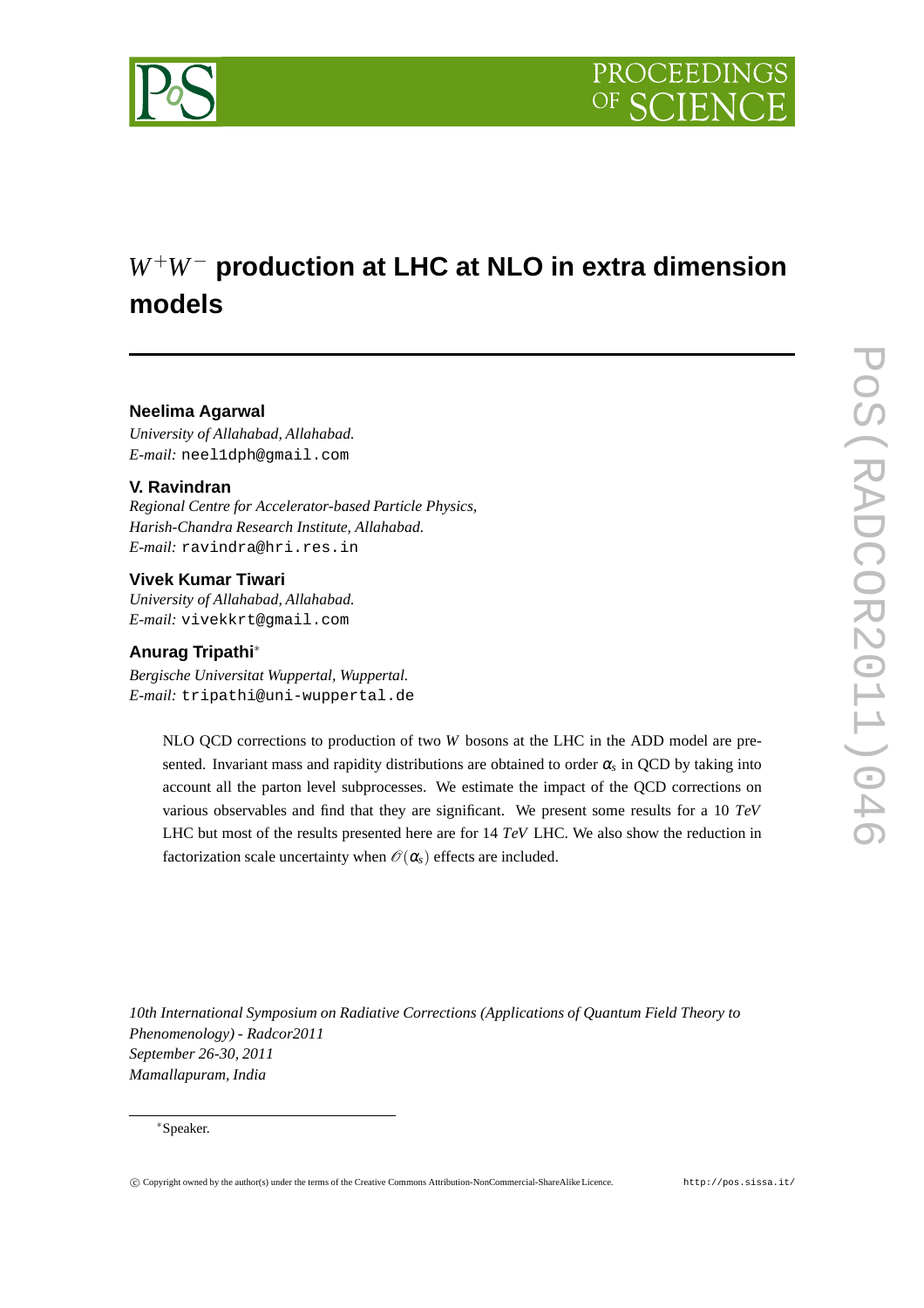# $W^+W^-$ production at LHC at NLO in extra dimension models

**Neelima Agarwal**

*University of Allahabad, Allahabad.*
*E-mail:* neel1dph@gmail.com

**V. Ravindran**

*Regional Centre for Accelerator-based Particle Physics,*
*Harish-Chandra Research Institute, Allahabad.*
*E-mail:* ravindra@hri.res.in

**Vivek Kumar Tiwari**

*University of Allahabad, Allahabad.*
*E-mail:* vivekkrt@gmail.com

**Anurag Tripathi**[*]

*Bergische Universitat Wuppertal, Wuppertal.*
*E-mail:* tripathi@uni-wuppertal.de

NLO QCD corrections to production of two $W$ bosons at the LHC in the ADD model are presented. Invariant mass and rapidity distributions are obtained to order $\alpha_s$ in QCD by taking into account all the parton level subprocesses. We estimate the impact of the QCD corrections on various observables and find that they are significant. We present some results for a 10 *TeV* LHC but most of the results presented here are for 14 *TeV* LHC. We also show the reduction in factorization scale uncertainty when $\mathcal{O}(\alpha_s)$ effects are included.

*10th International Symposium on Radiative Corrections (Applications of Quantum Field Theory to Phenomenology) - Radcor2011*
*September 26-30, 2011*
*Mamallapuram, India*

[*]Speaker.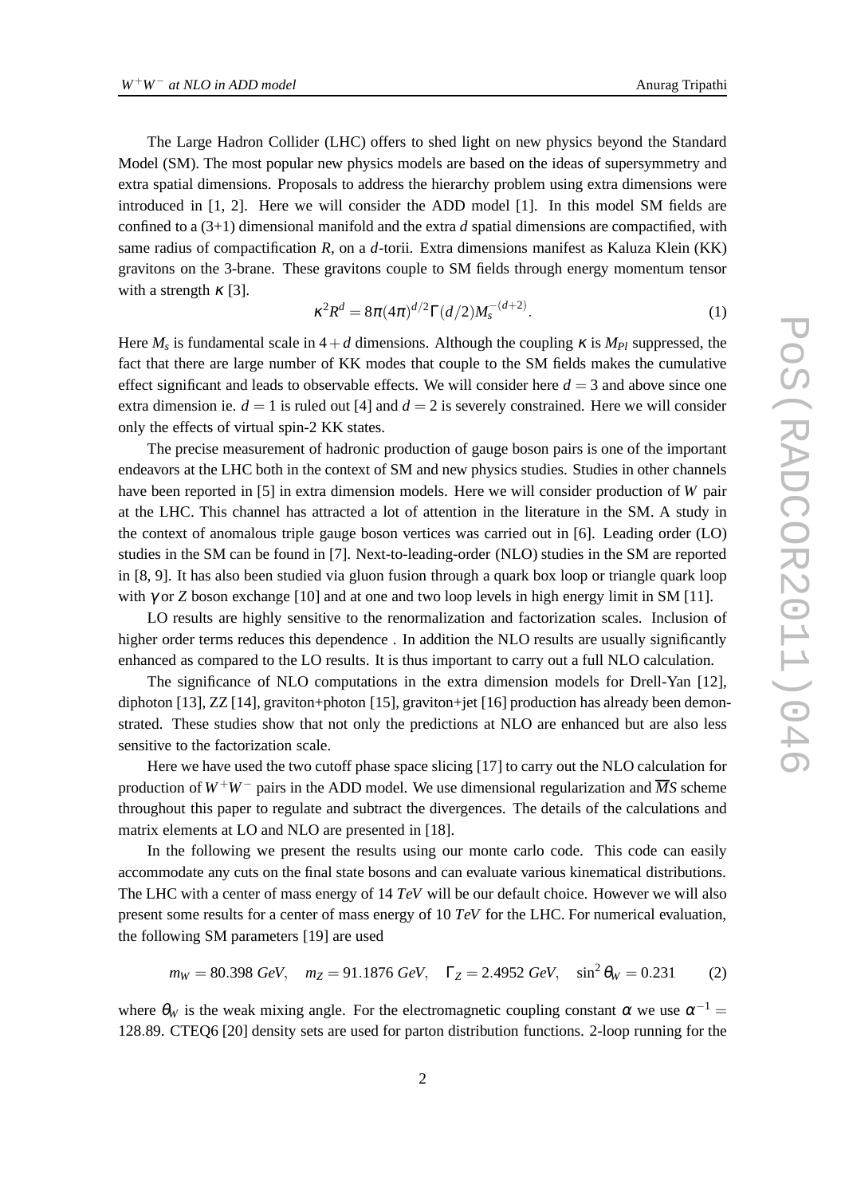The Large Hadron Collider (LHC) offers to shed light on new physics beyond the Standard Model (SM). The most popular new physics models are based on the ideas of supersymmetry and extra spatial dimensions. Proposals to address the hierarchy problem using extra dimensions were introduced in [1, 2]. Here we will consider the ADD model [1]. In this model SM fields are confined to a (3+1) dimensional manifold and the extra $d$ spatial dimensions are compactified, with same radius of compactification $R$, on a $d$-torii. Extra dimensions manifest as Kaluza Klein (KK) gravitons on the 3-brane. These gravitons couple to SM fields through energy momentum tensor with a strength $\kappa$ [3].

$$\kappa^2 R^d = 8\pi(4\pi)^{d/2}\Gamma(d/2)M_s^{-(d+2)}. \tag{1}$$

Here $M_s$ is fundamental scale in $4+d$ dimensions. Although the coupling $\kappa$ is $M_{Pl}$ suppressed, the fact that there are large number of KK modes that couple to the SM fields makes the cumulative effect significant and leads to observable effects. We will consider here $d=3$ and above since one extra dimension ie. $d=1$ is ruled out [4] and $d=2$ is severely constrained. Here we will consider only the effects of virtual spin-2 KK states.

The precise measurement of hadronic production of gauge boson pairs is one of the important endeavors at the LHC both in the context of SM and new physics studies. Studies in other channels have been reported in [5] in extra dimension models. Here we will consider production of $W$ pair at the LHC. This channel has attracted a lot of attention in the literature in the SM. A study in the context of anomalous triple gauge boson vertices was carried out in [6]. Leading order (LO) studies in the SM can be found in [7]. Next-to-leading-order (NLO) studies in the SM are reported in [8, 9]. It has also been studied via gluon fusion through a quark box loop or triangle quark loop with $\gamma$ or $Z$ boson exchange [10] and at one and two loop levels in high energy limit in SM [11].

LO results are highly sensitive to the renormalization and factorization scales. Inclusion of higher order terms reduces this dependence . In addition the NLO results are usually significantly enhanced as compared to the LO results. It is thus important to carry out a full NLO calculation.

The significance of NLO computations in the extra dimension models for Drell-Yan [12], diphoton [13], ZZ [14], graviton+photon [15], graviton+jet [16] production has already been demonstrated. These studies show that not only the predictions at NLO are enhanced but are also less sensitive to the factorization scale.

Here we have used the two cutoff phase space slicing [17] to carry out the NLO calculation for production of $W^+W^-$ pairs in the ADD model. We use dimensional regularization and $\overline{MS}$ scheme throughout this paper to regulate and subtract the divergences. The details of the calculations and matrix elements at LO and NLO are presented in [18].

In the following we present the results using our monte carlo code. This code can easily accommodate any cuts on the final state bosons and can evaluate various kinematical distributions. The LHC with a center of mass energy of 14 $TeV$ will be our default choice. However we will also present some results for a center of mass energy of 10 $TeV$ for the LHC. For numerical evaluation, the following SM parameters [19] are used

$$m_W = 80.398\ GeV, \quad m_Z = 91.1876\ GeV, \quad \Gamma_Z = 2.4952\ GeV, \quad \sin^2\theta_W = 0.231 \tag{2}$$

where $\theta_W$ is the weak mixing angle. For the electromagnetic coupling constant $\alpha$ we use $\alpha^{-1} = 128.89$. CTEQ6 [20] density sets are used for parton distribution functions. 2-loop running for the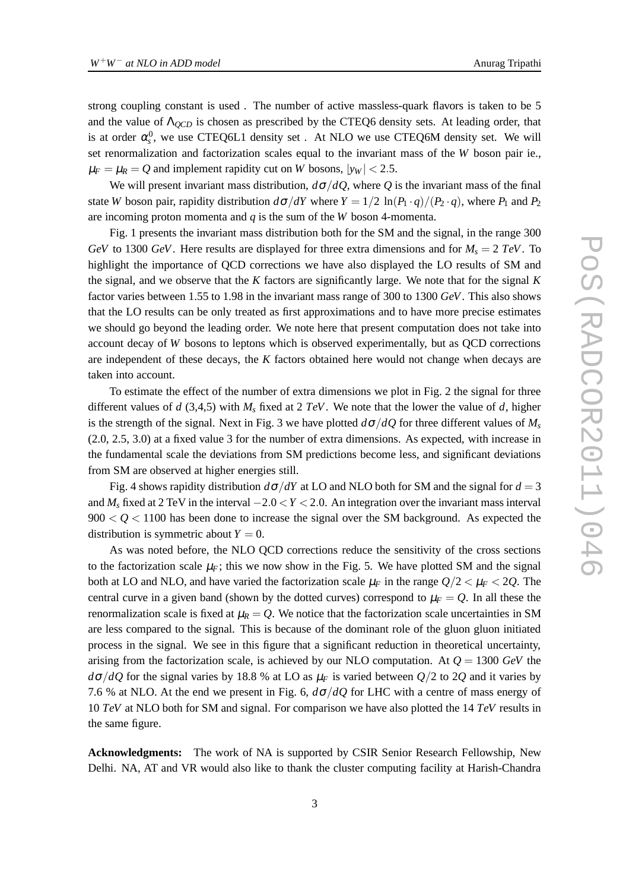strong coupling constant is used . The number of active massless-quark flavors is taken to be 5 and the value of $\Lambda_{QCD}$ is chosen as prescribed by the CTEQ6 density sets. At leading order, that is at order $\alpha_s^0$, we use CTEQ6L1 density set . At NLO we use CTEQ6M density set. We will set renormalization and factorization scales equal to the invariant mass of the $W$ boson pair ie., $\mu_F = \mu_R = Q$ and implement rapidity cut on $W$ bosons, $|y_W| < 2.5$.

We will present invariant mass distribution, $d\sigma/dQ$, where $Q$ is the invariant mass of the final state $W$ boson pair, rapidity distribution $d\sigma/dY$ where $Y = 1/2 \, \ln(P_1 \cdot q)/(P_2 \cdot q)$, where $P_1$ and $P_2$ are incoming proton momenta and $q$ is the sum of the $W$ boson 4-momenta.

Fig. 1 presents the invariant mass distribution both for the SM and the signal, in the range 300 $GeV$ to 1300 $GeV$. Here results are displayed for three extra dimensions and for $M_s = 2$ $TeV$. To highlight the importance of QCD corrections we have also displayed the LO results of SM and the signal, and we observe that the $K$ factors are significantly large. We note that for the signal $K$ factor varies between 1.55 to 1.98 in the invariant mass range of 300 to 1300 $GeV$. This also shows that the LO results can be only treated as first approximations and to have more precise estimates we should go beyond the leading order. We note here that present computation does not take into account decay of $W$ bosons to leptons which is observed experimentally, but as QCD corrections are independent of these decays, the $K$ factors obtained here would not change when decays are taken into account.

To estimate the effect of the number of extra dimensions we plot in Fig. 2 the signal for three different values of $d$ (3,4,5) with $M_s$ fixed at 2 $TeV$. We note that the lower the value of $d$, higher is the strength of the signal. Next in Fig. 3 we have plotted $d\sigma/dQ$ for three different values of $M_s$ (2.0, 2.5, 3.0) at a fixed value 3 for the number of extra dimensions. As expected, with increase in the fundamental scale the deviations from SM predictions become less, and significant deviations from SM are observed at higher energies still.

Fig. 4 shows rapidity distribution $d\sigma/dY$ at LO and NLO both for SM and the signal for $d = 3$ and $M_s$ fixed at 2 TeV in the interval $-2.0 < Y < 2.0$. An integration over the invariant mass interval $900 < Q < 1100$ has been done to increase the signal over the SM background. As expected the distribution is symmetric about $Y = 0$.

As was noted before, the NLO QCD corrections reduce the sensitivity of the cross sections to the factorization scale $\mu_F$; this we now show in the Fig. 5. We have plotted SM and the signal both at LO and NLO, and have varied the factorization scale $\mu_F$ in the range $Q/2 < \mu_F < 2Q$. The central curve in a given band (shown by the dotted curves) correspond to $\mu_F = Q$. In all these the renormalization scale is fixed at $\mu_R = Q$. We notice that the factorization scale uncertainties in SM are less compared to the signal. This is because of the dominant role of the gluon gluon initiated process in the signal. We see in this figure that a significant reduction in theoretical uncertainty, arising from the factorization scale, is achieved by our NLO computation. At $Q = 1300$ $GeV$ the $d\sigma/dQ$ for the signal varies by 18.8 % at LO as $\mu_F$ is varied between $Q/2$ to $2Q$ and it varies by 7.6 % at NLO. At the end we present in Fig. 6, $d\sigma/dQ$ for LHC with a centre of mass energy of 10 $TeV$ at NLO both for SM and signal. For comparison we have also plotted the 14 $TeV$ results in the same figure.

**Acknowledgments:** The work of NA is supported by CSIR Senior Research Fellowship, New Delhi. NA, AT and VR would also like to thank the cluster computing facility at Harish-Chandra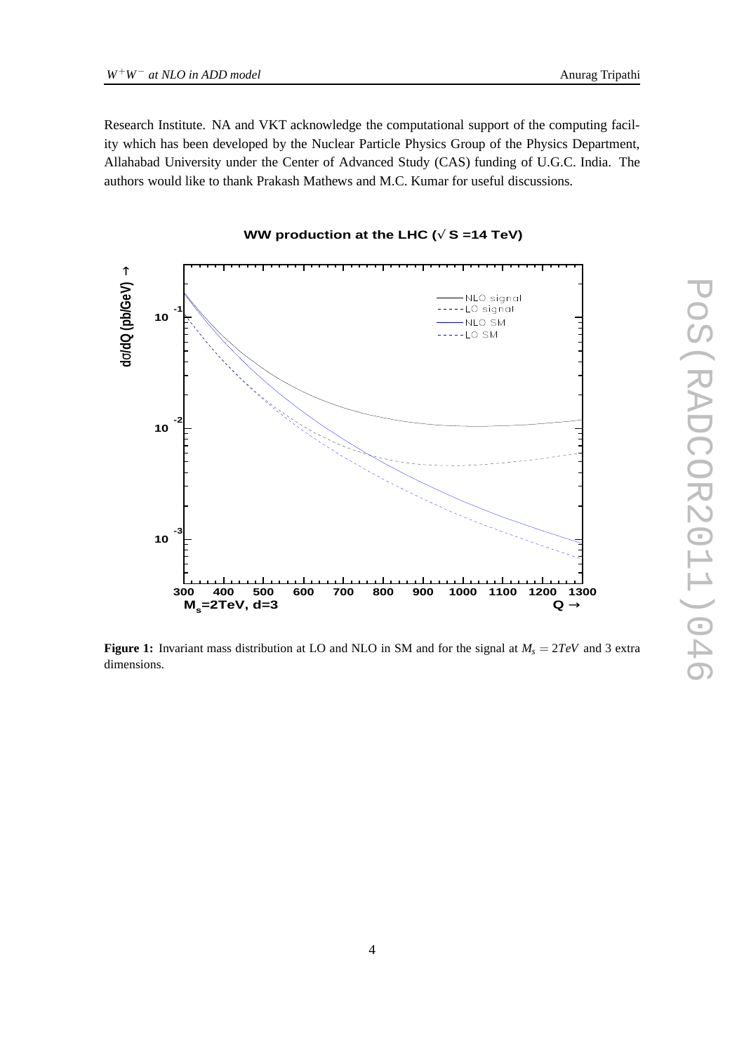Research Institute. NA and VKT acknowledge the computational support of the computing facility which has been developed by the Nuclear Particle Physics Group of the Physics Department, Allahabad University under the Center of Advanced Study (CAS) funding of U.G.C. India. The authors would like to thank Prakash Mathews and M.C. Kumar for useful discussions.

**Figure 1:** Invariant mass distribution at LO and NLO in SM and for the signal at $M_s = 2TeV$ and 3 extra dimensions.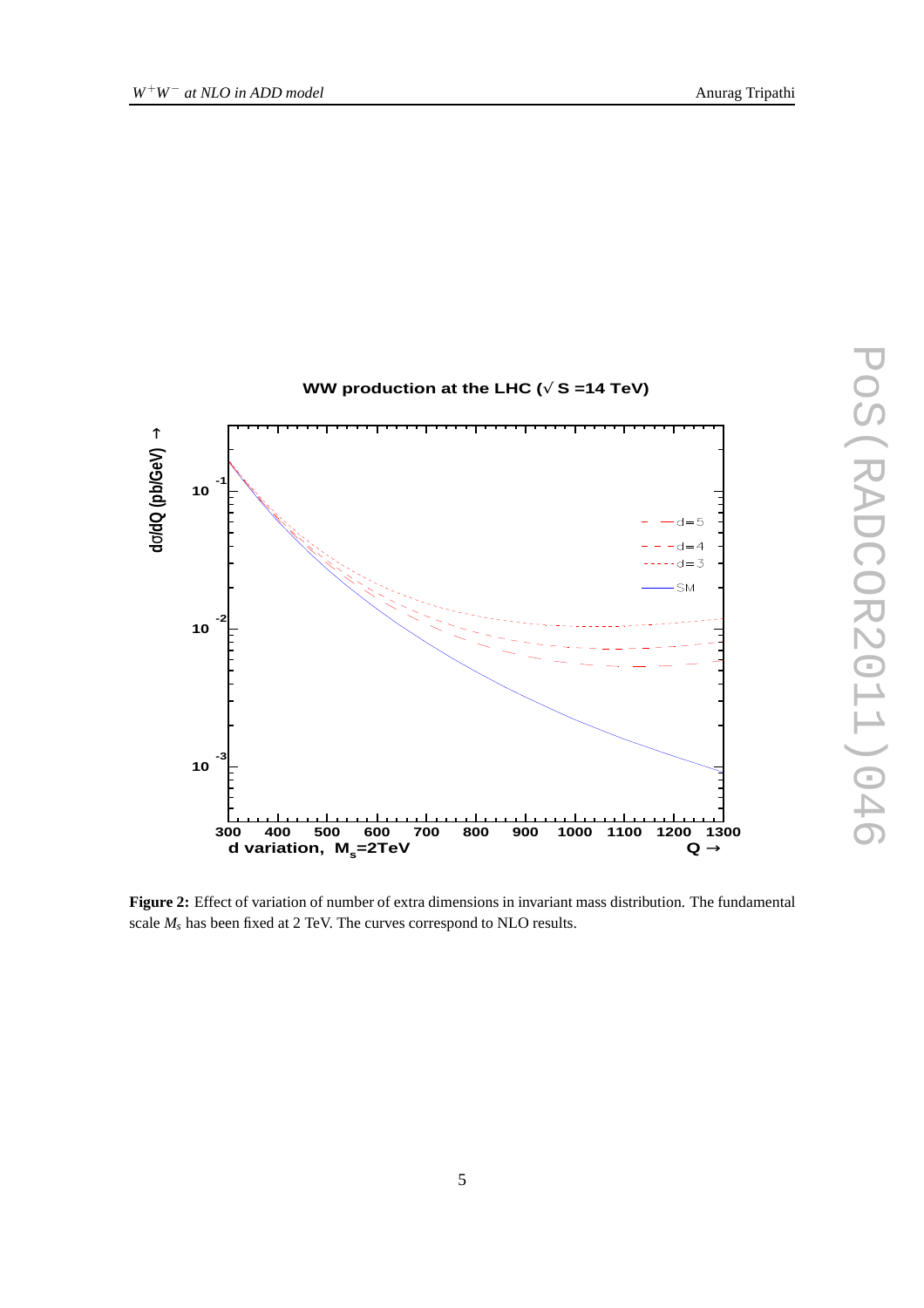**Figure 2:** Effect of variation of number of extra dimensions in invariant mass distribution. The fundamental scale $M_s$ has been fixed at 2 TeV. The curves correspond to NLO results.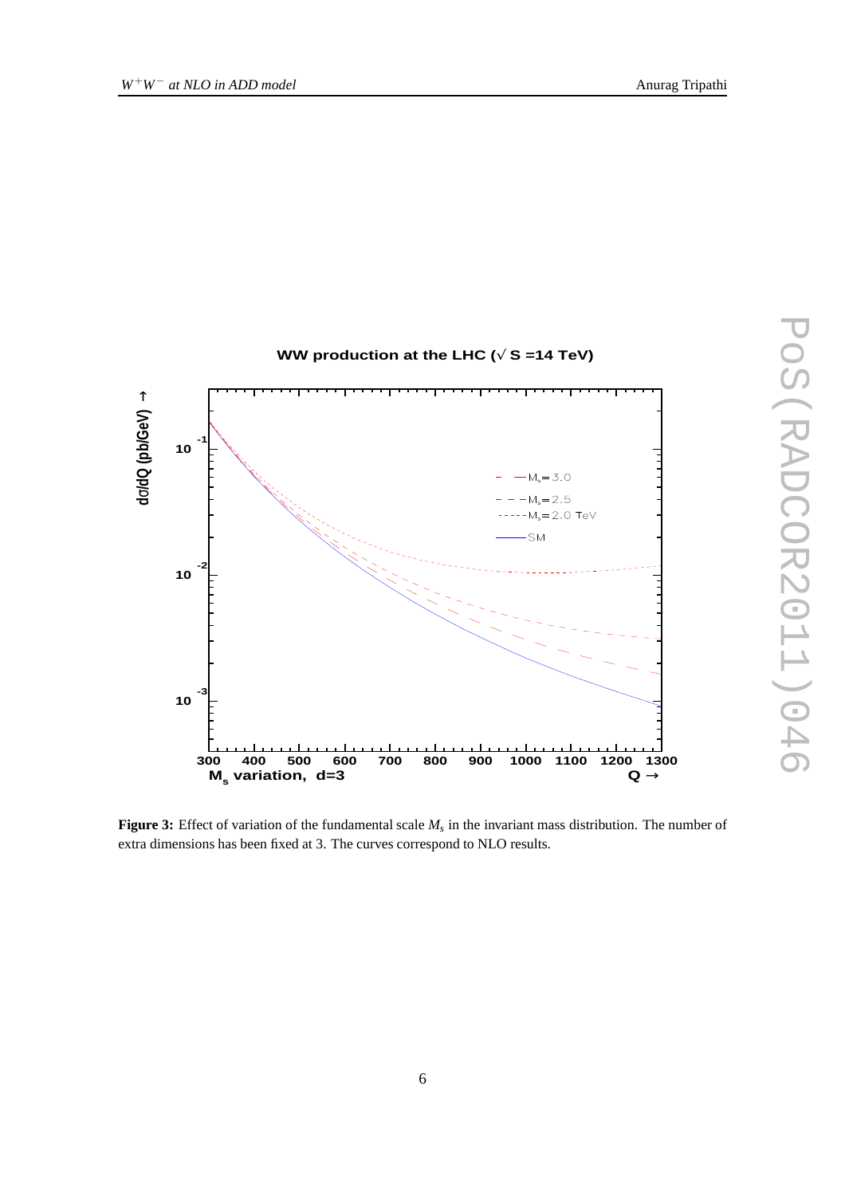**Figure 3:** Effect of variation of the fundamental scale $M_s$ in the invariant mass distribution. The number of extra dimensions has been fixed at 3. The curves correspond to NLO results.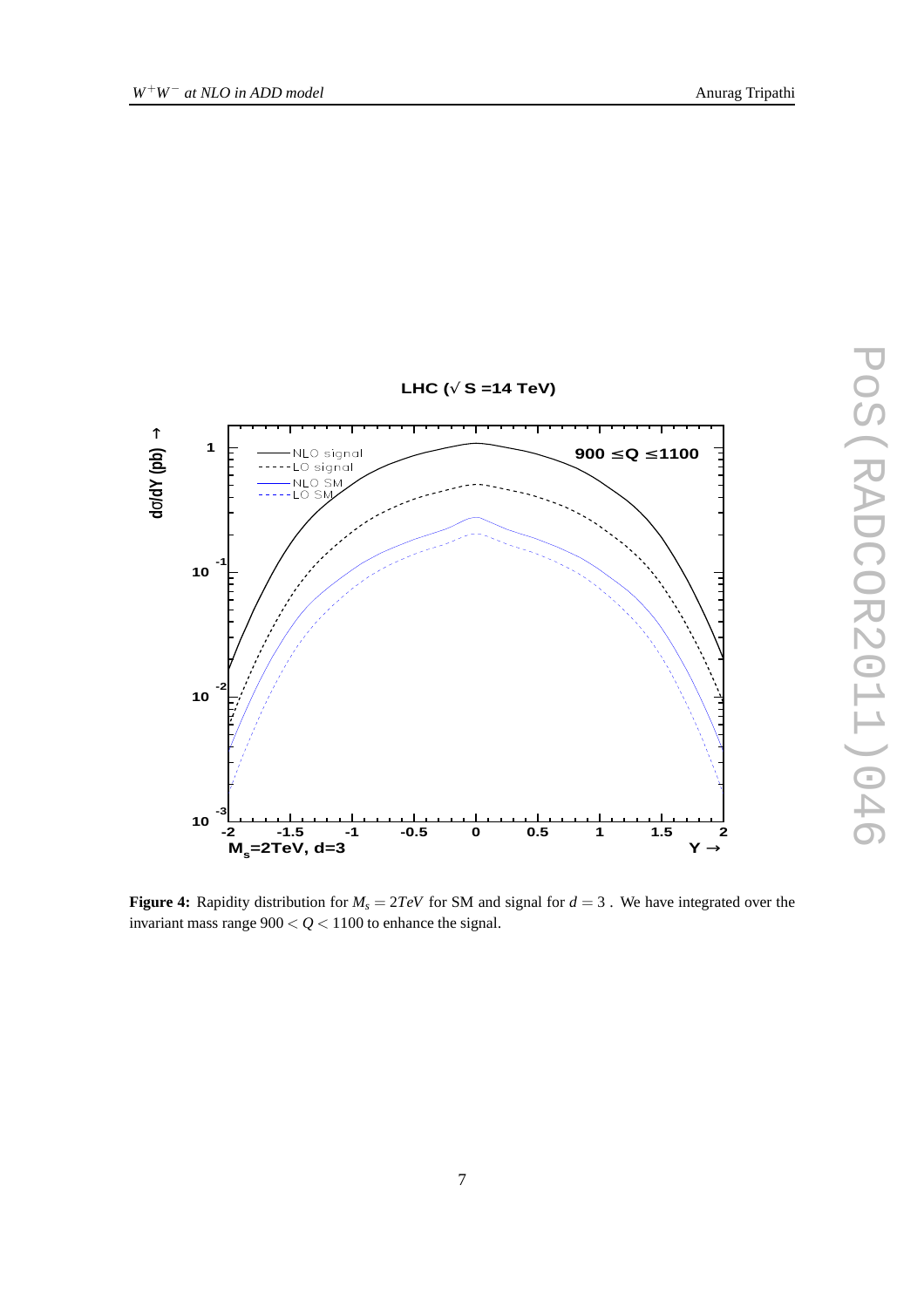**Figure 4:** Rapidity distribution for $M_s = 2TeV$ for SM and signal for $d = 3$ . We have integrated over the invariant mass range $900 < Q < 1100$ to enhance the signal.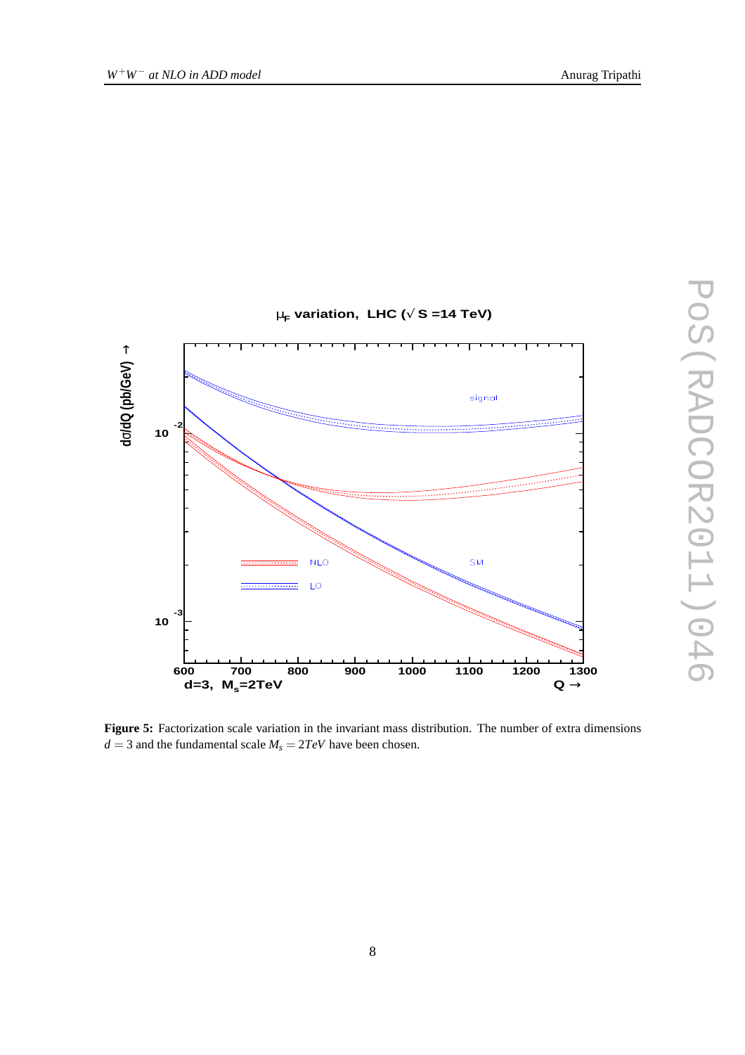**Figure 5:** Factorization scale variation in the invariant mass distribution. The number of extra dimensions $d = 3$ and the fundamental scale $M_s = 2TeV$ have been chosen.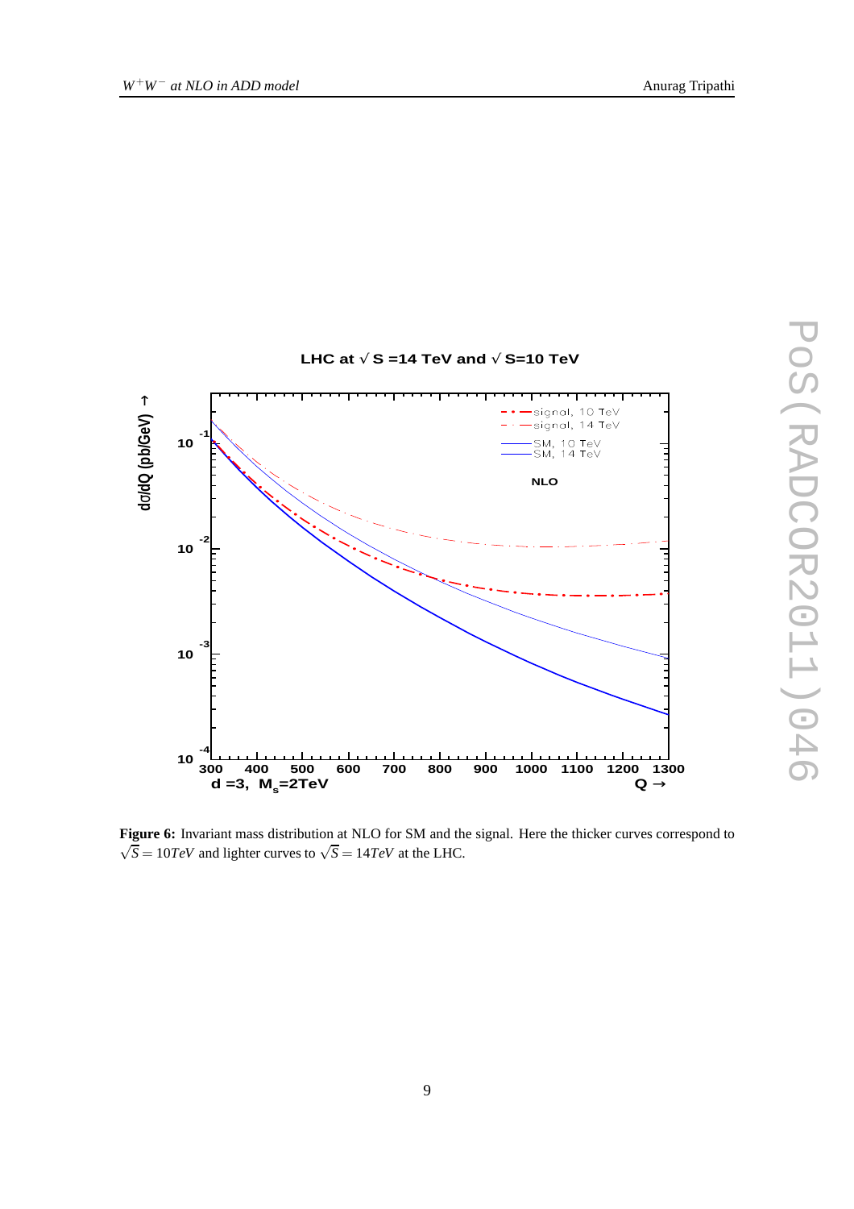**Figure 6:** Invariant mass distribution at NLO for SM and the signal. Here the thicker curves correspond to $\sqrt{S} = 10TeV$ and lighter curves to $\sqrt{S} = 14TeV$ at the LHC.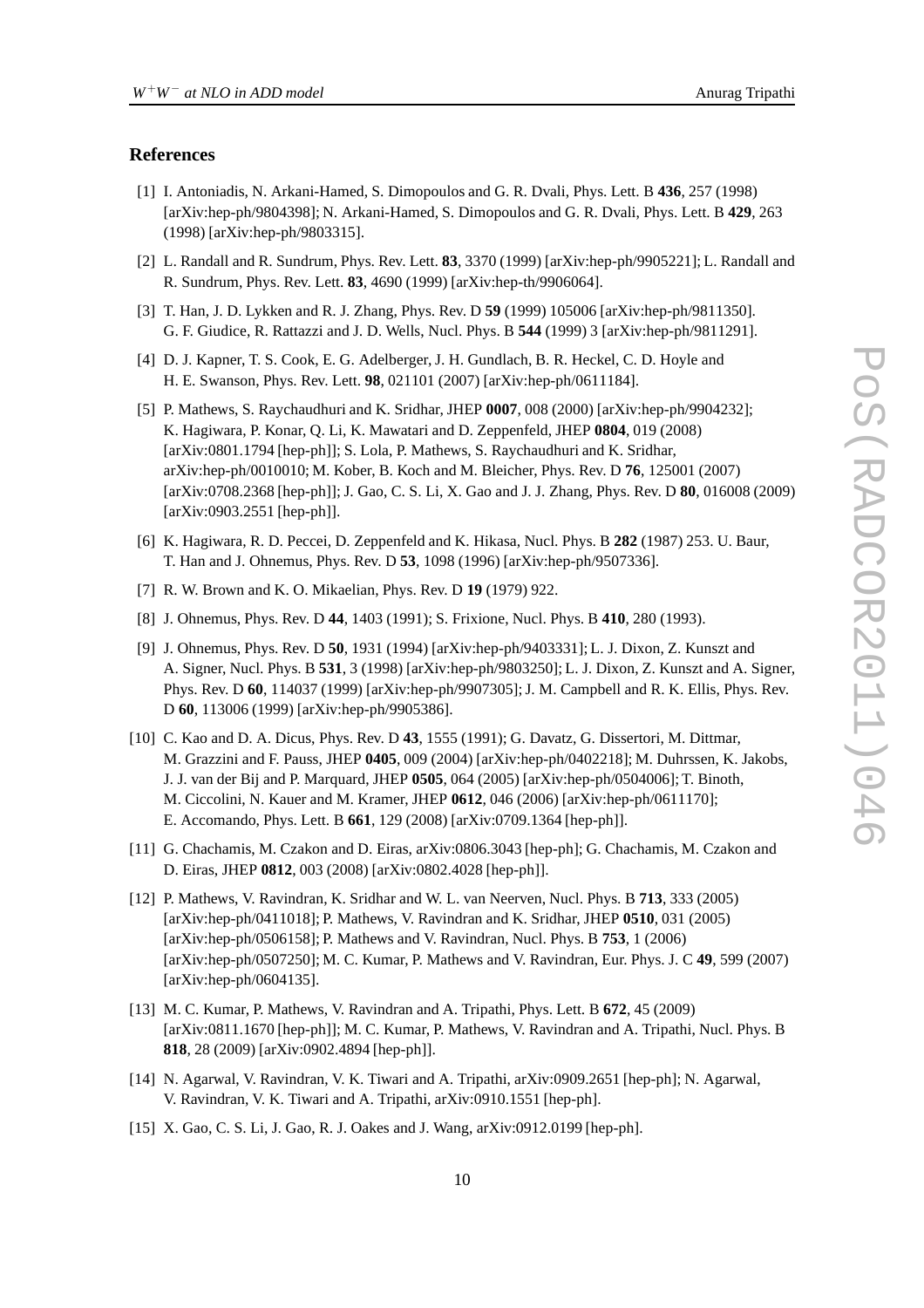## References

[1] I. Antoniadis, N. Arkani-Hamed, S. Dimopoulos and G. R. Dvali, Phys. Lett. B **436**, 257 (1998) [arXiv:hep-ph/9804398]; N. Arkani-Hamed, S. Dimopoulos and G. R. Dvali, Phys. Lett. B **429**, 263 (1998) [arXiv:hep-ph/9803315].

[2] L. Randall and R. Sundrum, Phys. Rev. Lett. **83**, 3370 (1999) [arXiv:hep-ph/9905221]; L. Randall and R. Sundrum, Phys. Rev. Lett. **83**, 4690 (1999) [arXiv:hep-th/9906064].

[3] T. Han, J. D. Lykken and R. J. Zhang, Phys. Rev. D **59** (1999) 105006 [arXiv:hep-ph/9811350]. G. F. Giudice, R. Rattazzi and J. D. Wells, Nucl. Phys. B **544** (1999) 3 [arXiv:hep-ph/9811291].

[4] D. J. Kapner, T. S. Cook, E. G. Adelberger, J. H. Gundlach, B. R. Heckel, C. D. Hoyle and H. E. Swanson, Phys. Rev. Lett. **98**, 021101 (2007) [arXiv:hep-ph/0611184].

[5] P. Mathews, S. Raychaudhuri and K. Sridhar, JHEP **0007**, 008 (2000) [arXiv:hep-ph/9904232]; K. Hagiwara, P. Konar, Q. Li, K. Mawatari and D. Zeppenfeld, JHEP **0804**, 019 (2008) [arXiv:0801.1794 [hep-ph]]; S. Lola, P. Mathews, S. Raychaudhuri and K. Sridhar, arXiv:hep-ph/0010010; M. Kober, B. Koch and M. Bleicher, Phys. Rev. D **76**, 125001 (2007) [arXiv:0708.2368 [hep-ph]]; J. Gao, C. S. Li, X. Gao and J. J. Zhang, Phys. Rev. D **80**, 016008 (2009) [arXiv:0903.2551 [hep-ph]].

[6] K. Hagiwara, R. D. Peccei, D. Zeppenfeld and K. Hikasa, Nucl. Phys. B **282** (1987) 253. U. Baur, T. Han and J. Ohnemus, Phys. Rev. D **53**, 1098 (1996) [arXiv:hep-ph/9507336].

[7] R. W. Brown and K. O. Mikaelian, Phys. Rev. D **19** (1979) 922.

[8] J. Ohnemus, Phys. Rev. D **44**, 1403 (1991); S. Frixione, Nucl. Phys. B **410**, 280 (1993).

[9] J. Ohnemus, Phys. Rev. D **50**, 1931 (1994) [arXiv:hep-ph/9403331]; L. J. Dixon, Z. Kunszt and A. Signer, Nucl. Phys. B **531**, 3 (1998) [arXiv:hep-ph/9803250]; L. J. Dixon, Z. Kunszt and A. Signer, Phys. Rev. D **60**, 114037 (1999) [arXiv:hep-ph/9907305]; J. M. Campbell and R. K. Ellis, Phys. Rev. D **60**, 113006 (1999) [arXiv:hep-ph/9905386].

[10] C. Kao and D. A. Dicus, Phys. Rev. D **43**, 1555 (1991); G. Davatz, G. Dissertori, M. Dittmar, M. Grazzini and F. Pauss, JHEP **0405**, 009 (2004) [arXiv:hep-ph/0402218]; M. Duhrssen, K. Jakobs, J. J. van der Bij and P. Marquard, JHEP **0505**, 064 (2005) [arXiv:hep-ph/0504006]; T. Binoth, M. Ciccolini, N. Kauer and M. Kramer, JHEP **0612**, 046 (2006) [arXiv:hep-ph/0611170]; E. Accomando, Phys. Lett. B **661**, 129 (2008) [arXiv:0709.1364 [hep-ph]].

[11] G. Chachamis, M. Czakon and D. Eiras, arXiv:0806.3043 [hep-ph]; G. Chachamis, M. Czakon and D. Eiras, JHEP **0812**, 003 (2008) [arXiv:0802.4028 [hep-ph]].

[12] P. Mathews, V. Ravindran, K. Sridhar and W. L. van Neerven, Nucl. Phys. B **713**, 333 (2005) [arXiv:hep-ph/0411018]; P. Mathews, V. Ravindran and K. Sridhar, JHEP **0510**, 031 (2005) [arXiv:hep-ph/0506158]; P. Mathews and V. Ravindran, Nucl. Phys. B **753**, 1 (2006) [arXiv:hep-ph/0507250]; M. C. Kumar, P. Mathews and V. Ravindran, Eur. Phys. J. C **49**, 599 (2007) [arXiv:hep-ph/0604135].

[13] M. C. Kumar, P. Mathews, V. Ravindran and A. Tripathi, Phys. Lett. B **672**, 45 (2009) [arXiv:0811.1670 [hep-ph]]; M. C. Kumar, P. Mathews, V. Ravindran and A. Tripathi, Nucl. Phys. B **818**, 28 (2009) [arXiv:0902.4894 [hep-ph]].

[14] N. Agarwal, V. Ravindran, V. K. Tiwari and A. Tripathi, arXiv:0909.2651 [hep-ph]; N. Agarwal, V. Ravindran, V. K. Tiwari and A. Tripathi, arXiv:0910.1551 [hep-ph].

[15] X. Gao, C. S. Li, J. Gao, R. J. Oakes and J. Wang, arXiv:0912.0199 [hep-ph].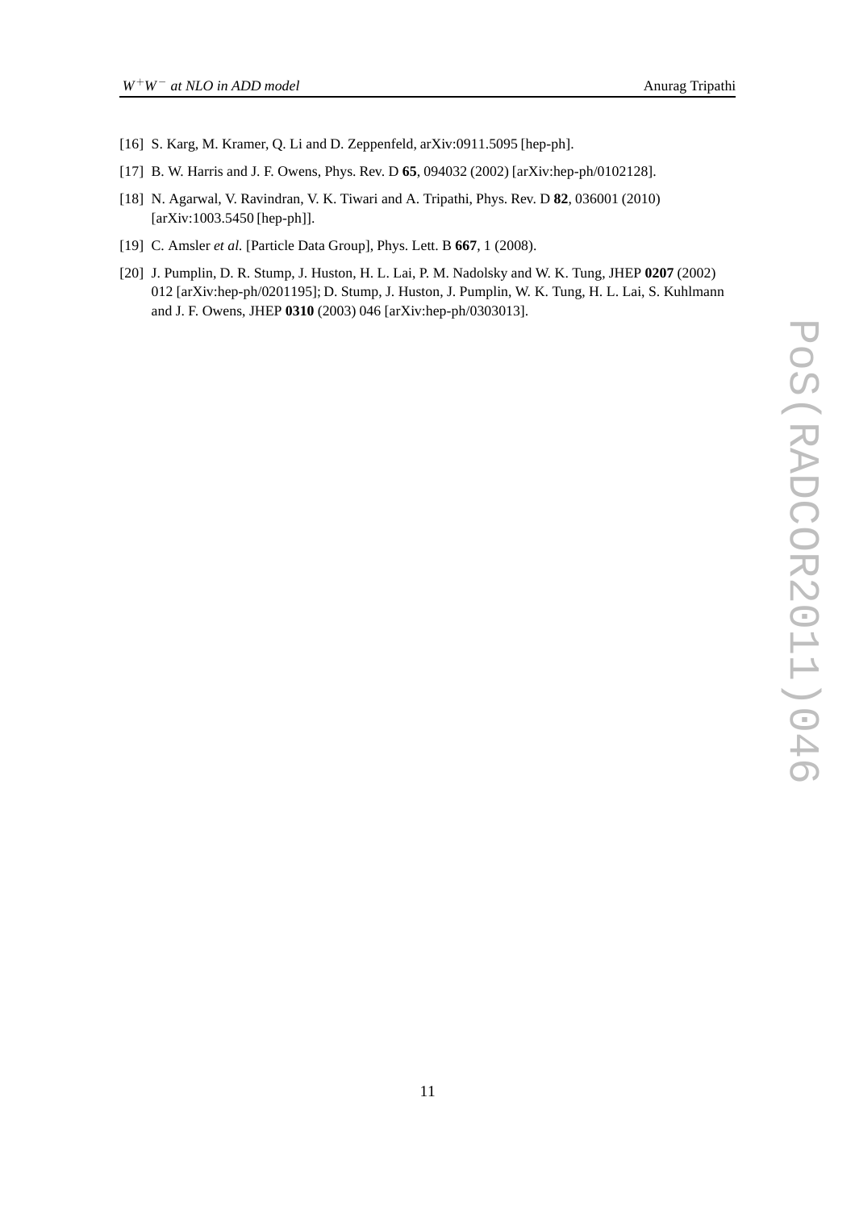[16] S. Karg, M. Kramer, Q. Li and D. Zeppenfeld, arXiv:0911.5095 [hep-ph].

[17] B. W. Harris and J. F. Owens, Phys. Rev. D **65**, 094032 (2002) [arXiv:hep-ph/0102128].

[18] N. Agarwal, V. Ravindran, V. K. Tiwari and A. Tripathi, Phys. Rev. D **82**, 036001 (2010) [arXiv:1003.5450 [hep-ph]].

[19] C. Amsler *et al.* [Particle Data Group], Phys. Lett. B **667**, 1 (2008).

[20] J. Pumplin, D. R. Stump, J. Huston, H. L. Lai, P. M. Nadolsky and W. K. Tung, JHEP **0207** (2002) 012 [arXiv:hep-ph/0201195]; D. Stump, J. Huston, J. Pumplin, W. K. Tung, H. L. Lai, S. Kuhlmann and J. F. Owens, JHEP **0310** (2003) 046 [arXiv:hep-ph/0303013].